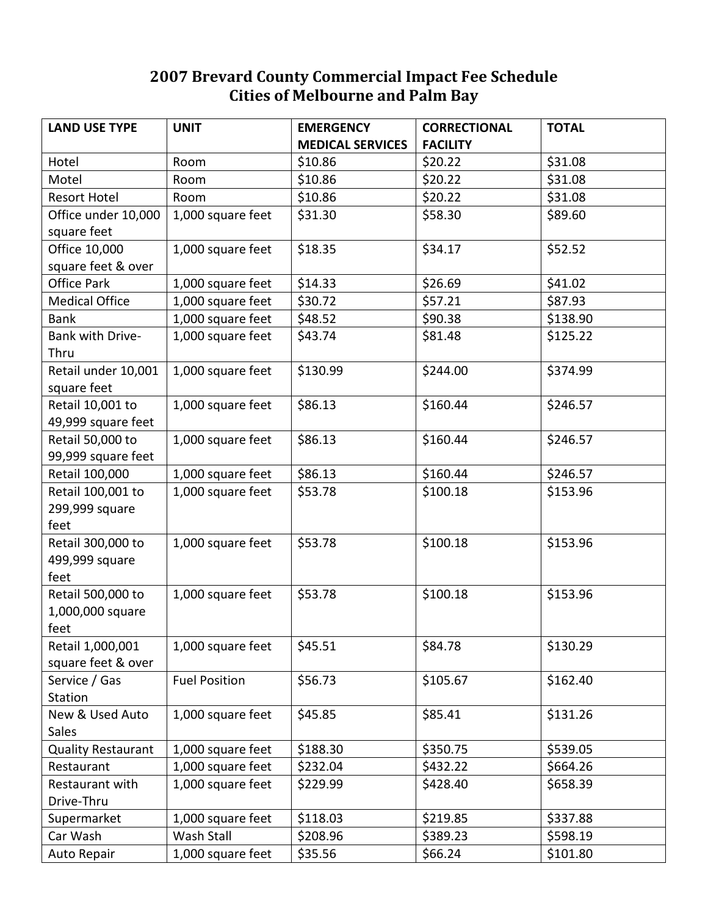# 2007 Brevard County Commercial Impact Fee Schedule
# Cities of Melbourne and Palm Bay

| LAND USE TYPE | UNIT | EMERGENCY MEDICAL SERVICES | CORRECTIONAL FACILITY | TOTAL |
|---|---|---|---|---|
| Hotel | Room | $10.86 | $20.22 | $31.08 |
| Motel | Room | $10.86 | $20.22 | $31.08 |
| Resort Hotel | Room | $10.86 | $20.22 | $31.08 |
| Office under 10,000 square feet | 1,000 square feet | $31.30 | $58.30 | $89.60 |
| Office 10,000 square feet & over | 1,000 square feet | $18.35 | $34.17 | $52.52 |
| Office Park | 1,000 square feet | $14.33 | $26.69 | $41.02 |
| Medical Office | 1,000 square feet | $30.72 | $57.21 | $87.93 |
| Bank | 1,000 square feet | $48.52 | $90.38 | $138.90 |
| Bank with Drive-Thru | 1,000 square feet | $43.74 | $81.48 | $125.22 |
| Retail under 10,001 square feet | 1,000 square feet | $130.99 | $244.00 | $374.99 |
| Retail 10,001 to 49,999 square feet | 1,000 square feet | $86.13 | $160.44 | $246.57 |
| Retail 50,000 to 99,999 square feet | 1,000 square feet | $86.13 | $160.44 | $246.57 |
| Retail 100,000 | 1,000 square feet | $86.13 | $160.44 | $246.57 |
| Retail 100,001 to 299,999 square feet | 1,000 square feet | $53.78 | $100.18 | $153.96 |
| Retail 300,000 to 499,999 square feet | 1,000 square feet | $53.78 | $100.18 | $153.96 |
| Retail 500,000 to 1,000,000 square feet | 1,000 square feet | $53.78 | $100.18 | $153.96 |
| Retail 1,000,001 square feet & over | 1,000 square feet | $45.51 | $84.78 | $130.29 |
| Service / Gas Station | Fuel Position | $56.73 | $105.67 | $162.40 |
| New & Used Auto Sales | 1,000 square feet | $45.85 | $85.41 | $131.26 |
| Quality Restaurant | 1,000 square feet | $188.30 | $350.75 | $539.05 |
| Restaurant | 1,000 square feet | $232.04 | $432.22 | $664.26 |
| Restaurant with Drive-Thru | 1,000 square feet | $229.99 | $428.40 | $658.39 |
| Supermarket | 1,000 square feet | $118.03 | $219.85 | $337.88 |
| Car Wash | Wash Stall | $208.96 | $389.23 | $598.19 |
| Auto Repair | 1,000 square feet | $35.56 | $66.24 | $101.80 |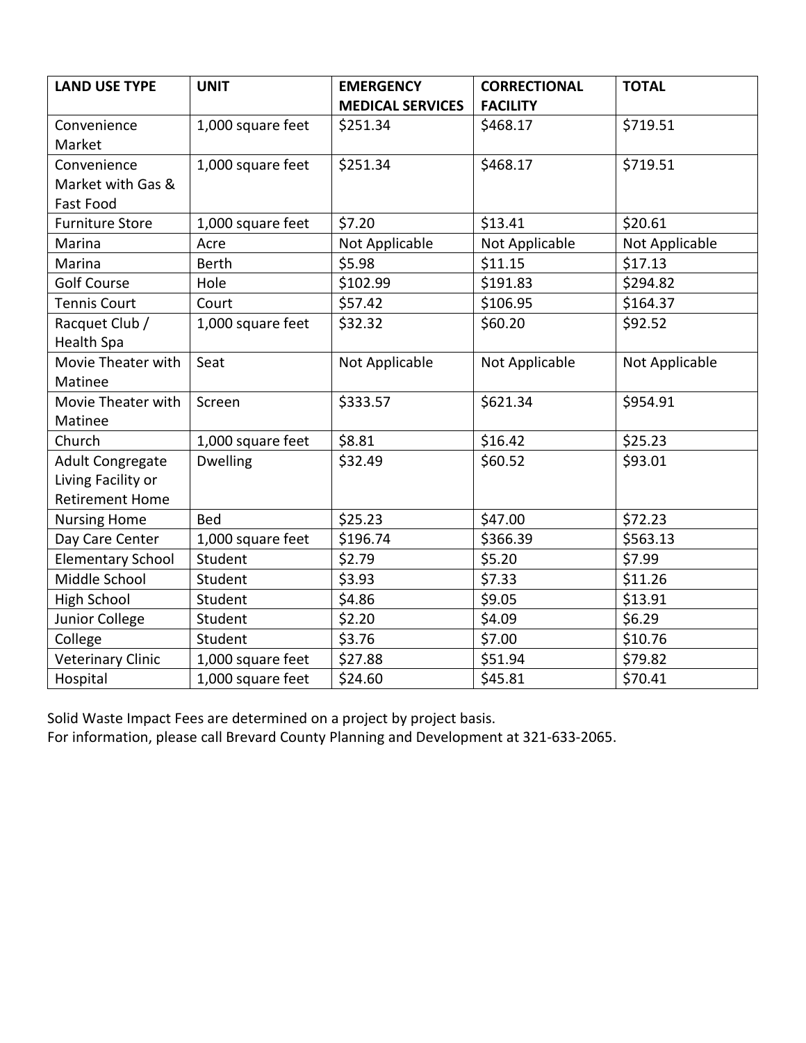| LAND USE TYPE | UNIT | EMERGENCY MEDICAL SERVICES | CORRECTIONAL FACILITY | TOTAL |
| --- | --- | --- | --- | --- |
| Convenience Market | 1,000 square feet | $251.34 | $468.17 | $719.51 |
| Convenience Market with Gas & Fast Food | 1,000 square feet | $251.34 | $468.17 | $719.51 |
| Furniture Store | 1,000 square feet | $7.20 | $13.41 | $20.61 |
| Marina | Acre | Not Applicable | Not Applicable | Not Applicable |
| Marina | Berth | $5.98 | $11.15 | $17.13 |
| Golf Course | Hole | $102.99 | $191.83 | $294.82 |
| Tennis Court | Court | $57.42 | $106.95 | $164.37 |
| Racquet Club / Health Spa | 1,000 square feet | $32.32 | $60.20 | $92.52 |
| Movie Theater with Matinee | Seat | Not Applicable | Not Applicable | Not Applicable |
| Movie Theater with Matinee | Screen | $333.57 | $621.34 | $954.91 |
| Church | 1,000 square feet | $8.81 | $16.42 | $25.23 |
| Adult Congregate Living Facility or Retirement Home | Dwelling | $32.49 | $60.52 | $93.01 |
| Nursing Home | Bed | $25.23 | $47.00 | $72.23 |
| Day Care Center | 1,000 square feet | $196.74 | $366.39 | $563.13 |
| Elementary School | Student | $2.79 | $5.20 | $7.99 |
| Middle School | Student | $3.93 | $7.33 | $11.26 |
| High School | Student | $4.86 | $9.05 | $13.91 |
| Junior College | Student | $2.20 | $4.09 | $6.29 |
| College | Student | $3.76 | $7.00 | $10.76 |
| Veterinary Clinic | 1,000 square feet | $27.88 | $51.94 | $79.82 |
| Hospital | 1,000 square feet | $24.60 | $45.81 | $70.41 |

Solid Waste Impact Fees are determined on a project by project basis.
For information, please call Brevard County Planning and Development at 321-633-2065.